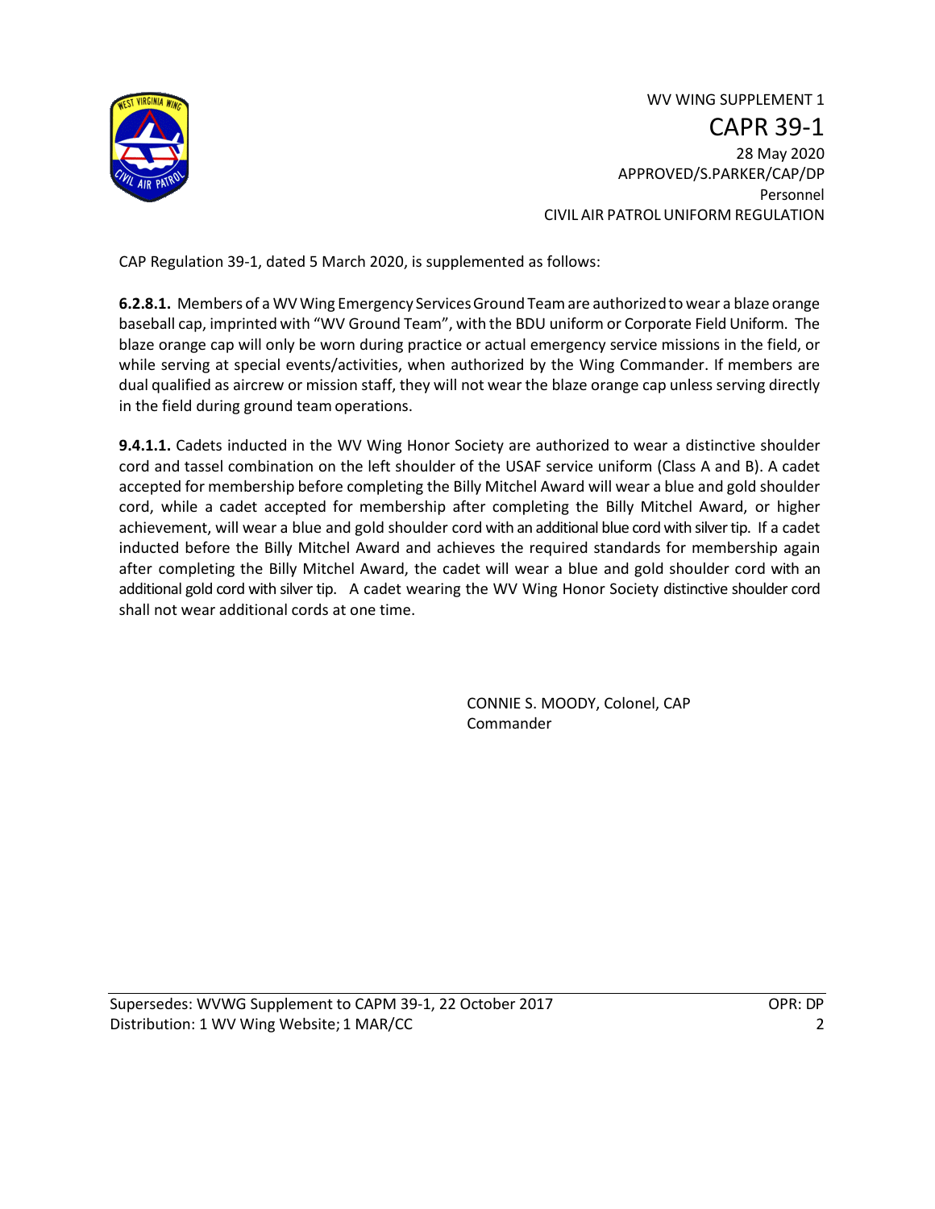WV WING SUPPLEMENT 1

# CAPR 39-1

28 May 2020

APPROVED/S.PARKER/CAP/DP

Personnel

CIVIL AIR PATROL UNIFORM REGULATION

CAP Regulation 39-1, dated 5 March 2020, is supplemented as follows:

**6.2.8.1.** Members of a WV Wing Emergency Services Ground Team are authorized to wear a blaze orange baseball cap, imprinted with "WV Ground Team", with the BDU uniform or Corporate Field Uniform. The blaze orange cap will only be worn during practice or actual emergency service missions in the field, or while serving at special events/activities, when authorized by the Wing Commander. If members are dual qualified as aircrew or mission staff, they will not wear the blaze orange cap unless serving directly in the field during ground team operations.

**9.4.1.1.** Cadets inducted in the WV Wing Honor Society are authorized to wear a distinctive shoulder cord and tassel combination on the left shoulder of the USAF service uniform (Class A and B). A cadet accepted for membership before completing the Billy Mitchel Award will wear a blue and gold shoulder cord, while a cadet accepted for membership after completing the Billy Mitchel Award, or higher achievement, will wear a blue and gold shoulder cord with an additional blue cord with silver tip. If a cadet inducted before the Billy Mitchel Award and achieves the required standards for membership again after completing the Billy Mitchel Award, the cadet will wear a blue and gold shoulder cord with an additional gold cord with silver tip. A cadet wearing the WV Wing Honor Society distinctive shoulder cord shall not wear additional cords at one time.

CONNIE S. MOODY, Colonel, CAP
Commander

Supersedes: WVWG Supplement to CAPM 39-1, 22 October 2017 — OPR: DP
Distribution: 1 WV Wing Website; 1 MAR/CC — 2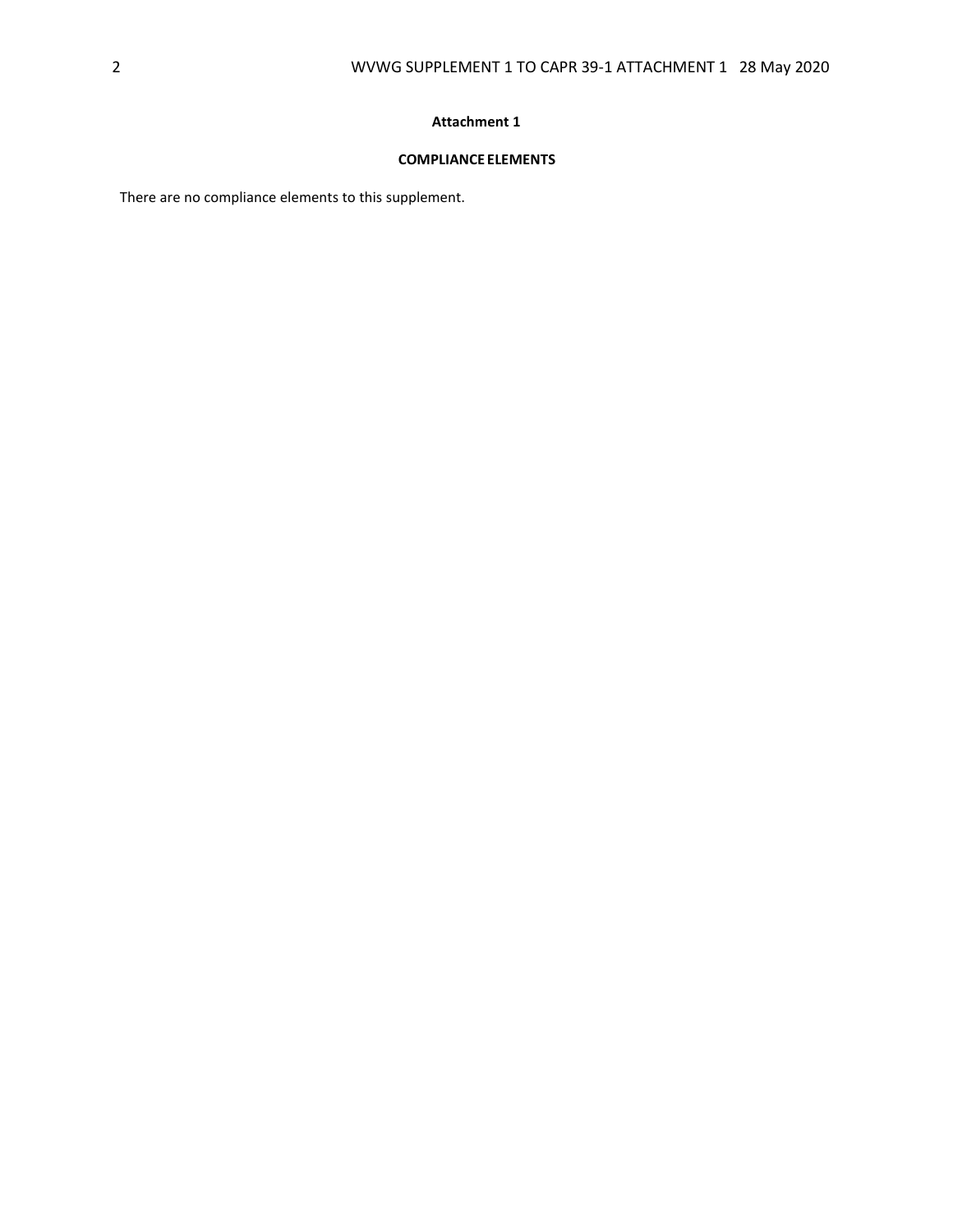## Attachment 1

### COMPLIANCE ELEMENTS

There are no compliance elements to this supplement.